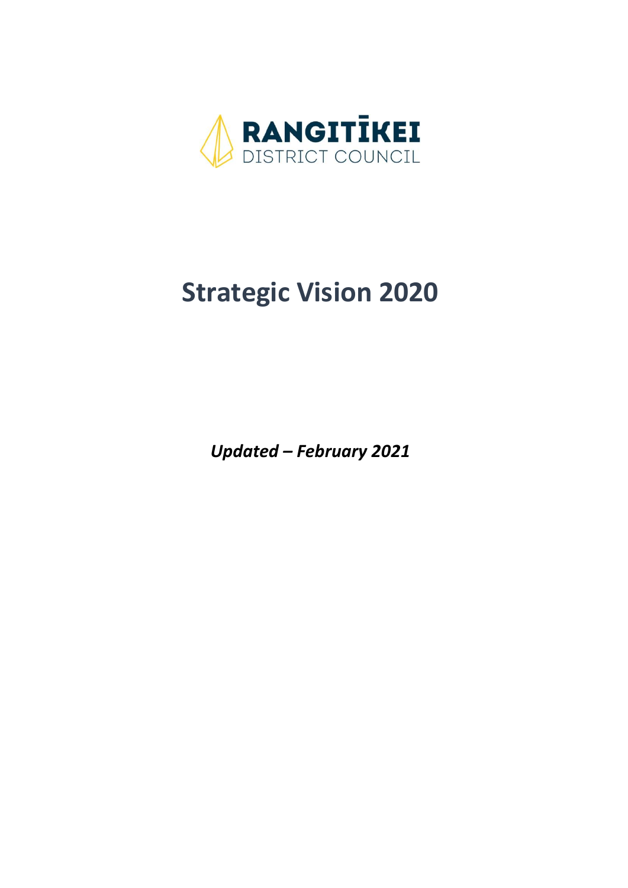RANGITĪKEI
DISTRICT COUNCIL

# Strategic Vision 2020

***Updated – February 2021***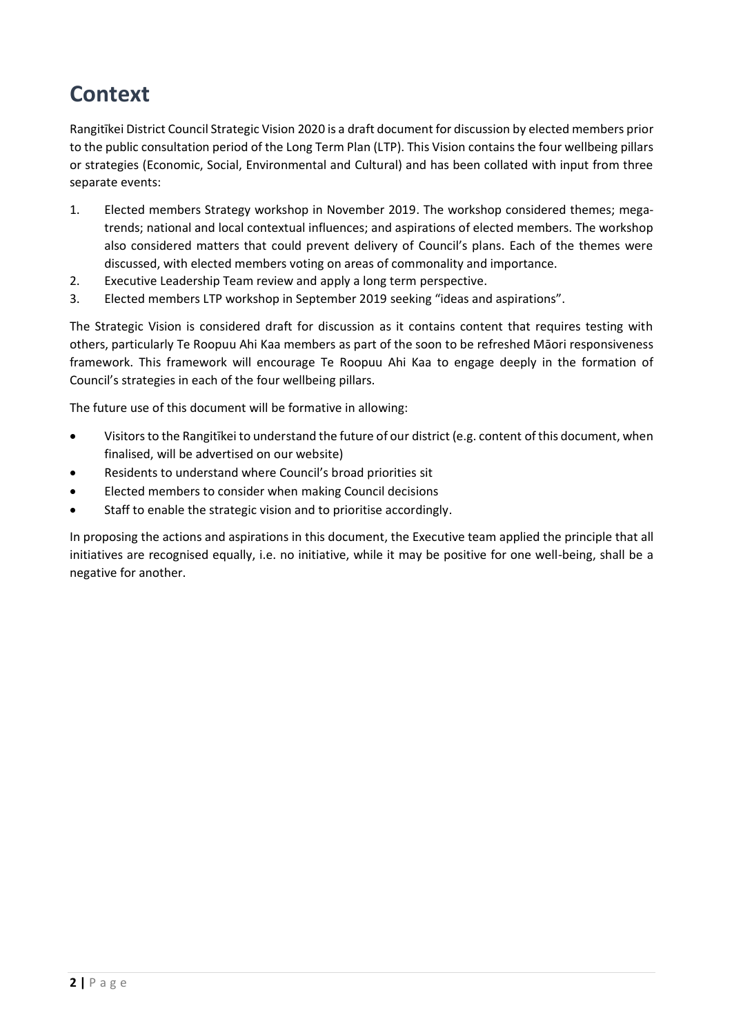# Context

Rangitīkei District Council Strategic Vision 2020 is a draft document for discussion by elected members prior to the public consultation period of the Long Term Plan (LTP). This Vision contains the four wellbeing pillars or strategies (Economic, Social, Environmental and Cultural) and has been collated with input from three separate events:

1. Elected members Strategy workshop in November 2019. The workshop considered themes; mega-trends; national and local contextual influences; and aspirations of elected members. The workshop also considered matters that could prevent delivery of Council's plans. Each of the themes were discussed, with elected members voting on areas of commonality and importance.
2. Executive Leadership Team review and apply a long term perspective.
3. Elected members LTP workshop in September 2019 seeking "ideas and aspirations".

The Strategic Vision is considered draft for discussion as it contains content that requires testing with others, particularly Te Roopuu Ahi Kaa members as part of the soon to be refreshed Māori responsiveness framework. This framework will encourage Te Roopuu Ahi Kaa to engage deeply in the formation of Council's strategies in each of the four wellbeing pillars.

The future use of this document will be formative in allowing:

- Visitors to the Rangitīkei to understand the future of our district (e.g. content of this document, when finalised, will be advertised on our website)
- Residents to understand where Council's broad priorities sit
- Elected members to consider when making Council decisions
- Staff to enable the strategic vision and to prioritise accordingly.

In proposing the actions and aspirations in this document, the Executive team applied the principle that all initiatives are recognised equally, i.e. no initiative, while it may be positive for one well-being, shall be a negative for another.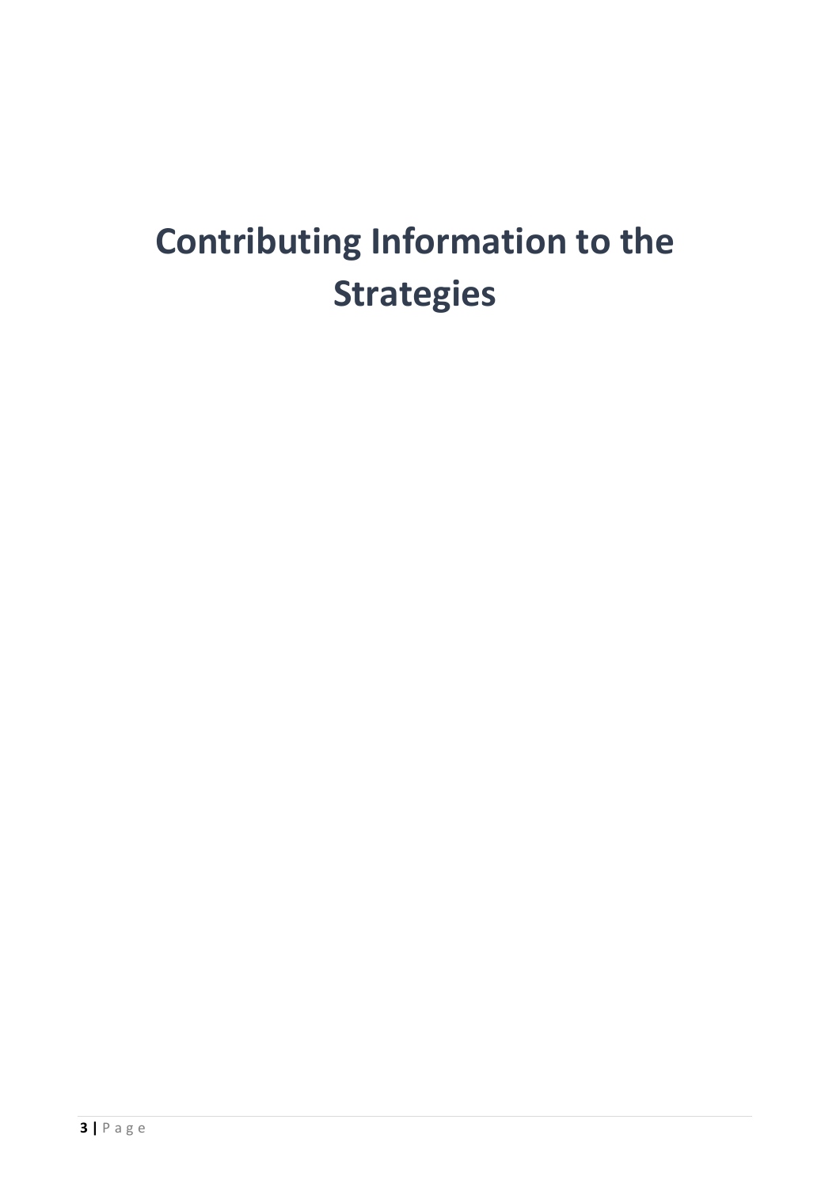# Contributing Information to the Strategies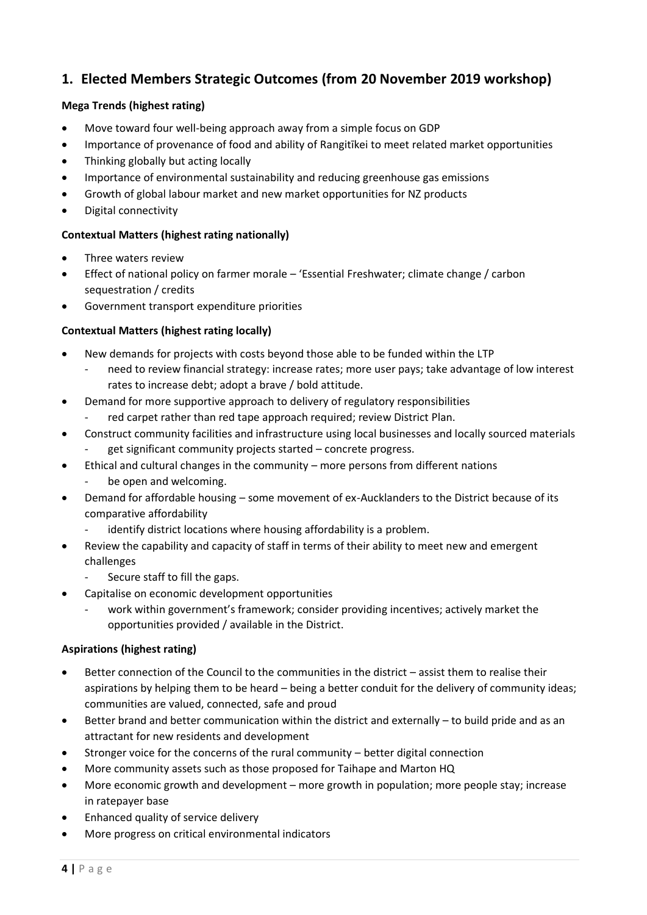## 1. Elected Members Strategic Outcomes (from 20 November 2019 workshop)

**Mega Trends (highest rating)**

- Move toward four well-being approach away from a simple focus on GDP
- Importance of provenance of food and ability of Rangitīkei to meet related market opportunities
- Thinking globally but acting locally
- Importance of environmental sustainability and reducing greenhouse gas emissions
- Growth of global labour market and new market opportunities for NZ products
- Digital connectivity

**Contextual Matters (highest rating nationally)**

- Three waters review
- Effect of national policy on farmer morale – 'Essential Freshwater; climate change / carbon sequestration / credits
- Government transport expenditure priorities

**Contextual Matters (highest rating locally)**

- New demands for projects with costs beyond those able to be funded within the LTP
  - need to review financial strategy: increase rates; more user pays; take advantage of low interest rates to increase debt; adopt a brave / bold attitude.
- Demand for more supportive approach to delivery of regulatory responsibilities
  - red carpet rather than red tape approach required; review District Plan.
- Construct community facilities and infrastructure using local businesses and locally sourced materials
  - get significant community projects started – concrete progress.
- Ethical and cultural changes in the community – more persons from different nations
  - be open and welcoming.
- Demand for affordable housing – some movement of ex-Aucklanders to the District because of its comparative affordability
  - identify district locations where housing affordability is a problem.
- Review the capability and capacity of staff in terms of their ability to meet new and emergent challenges
  - Secure staff to fill the gaps.
- Capitalise on economic development opportunities
  - work within government's framework; consider providing incentives; actively market the opportunities provided / available in the District.

**Aspirations (highest rating)**

- Better connection of the Council to the communities in the district – assist them to realise their aspirations by helping them to be heard – being a better conduit for the delivery of community ideas; communities are valued, connected, safe and proud
- Better brand and better communication within the district and externally – to build pride and as an attractant for new residents and development
- Stronger voice for the concerns of the rural community – better digital connection
- More community assets such as those proposed for Taihape and Marton HQ
- More economic growth and development – more growth in population; more people stay; increase in ratepayer base
- Enhanced quality of service delivery
- More progress on critical environmental indicators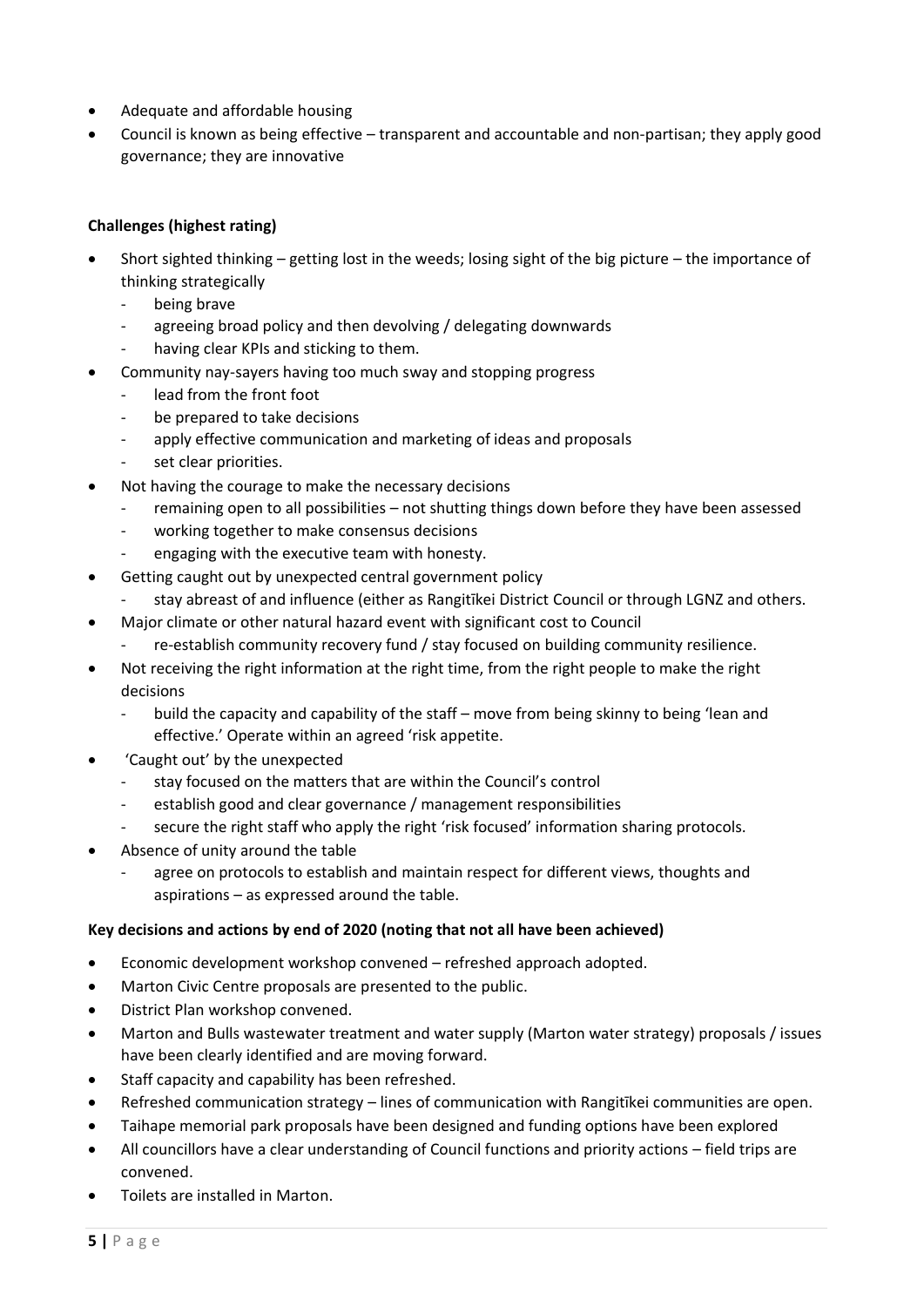- Adequate and affordable housing
- Council is known as being effective – transparent and accountable and non-partisan; they apply good governance; they are innovative

**Challenges (highest rating)**

- Short sighted thinking – getting lost in the weeds; losing sight of the big picture – the importance of thinking strategically
  - being brave
  - agreeing broad policy and then devolving / delegating downwards
  - having clear KPIs and sticking to them.
- Community nay-sayers having too much sway and stopping progress
  - lead from the front foot
  - be prepared to take decisions
  - apply effective communication and marketing of ideas and proposals
  - set clear priorities.
- Not having the courage to make the necessary decisions
  - remaining open to all possibilities – not shutting things down before they have been assessed
  - working together to make consensus decisions
  - engaging with the executive team with honesty.
- Getting caught out by unexpected central government policy
  - stay abreast of and influence (either as Rangitīkei District Council or through LGNZ and others.
- Major climate or other natural hazard event with significant cost to Council
  - re-establish community recovery fund / stay focused on building community resilience.
- Not receiving the right information at the right time, from the right people to make the right decisions
  - build the capacity and capability of the staff – move from being skinny to being 'lean and effective.' Operate within an agreed 'risk appetite.
- 'Caught out' by the unexpected
  - stay focused on the matters that are within the Council's control
  - establish good and clear governance / management responsibilities
  - secure the right staff who apply the right 'risk focused' information sharing protocols.
- Absence of unity around the table
  - agree on protocols to establish and maintain respect for different views, thoughts and aspirations – as expressed around the table.

**Key decisions and actions by end of 2020 (noting that not all have been achieved)**

- Economic development workshop convened – refreshed approach adopted.
- Marton Civic Centre proposals are presented to the public.
- District Plan workshop convened.
- Marton and Bulls wastewater treatment and water supply (Marton water strategy) proposals / issues have been clearly identified and are moving forward.
- Staff capacity and capability has been refreshed.
- Refreshed communication strategy – lines of communication with Rangitīkei communities are open.
- Taihape memorial park proposals have been designed and funding options have been explored
- All councillors have a clear understanding of Council functions and priority actions – field trips are convened.
- Toilets are installed in Marton.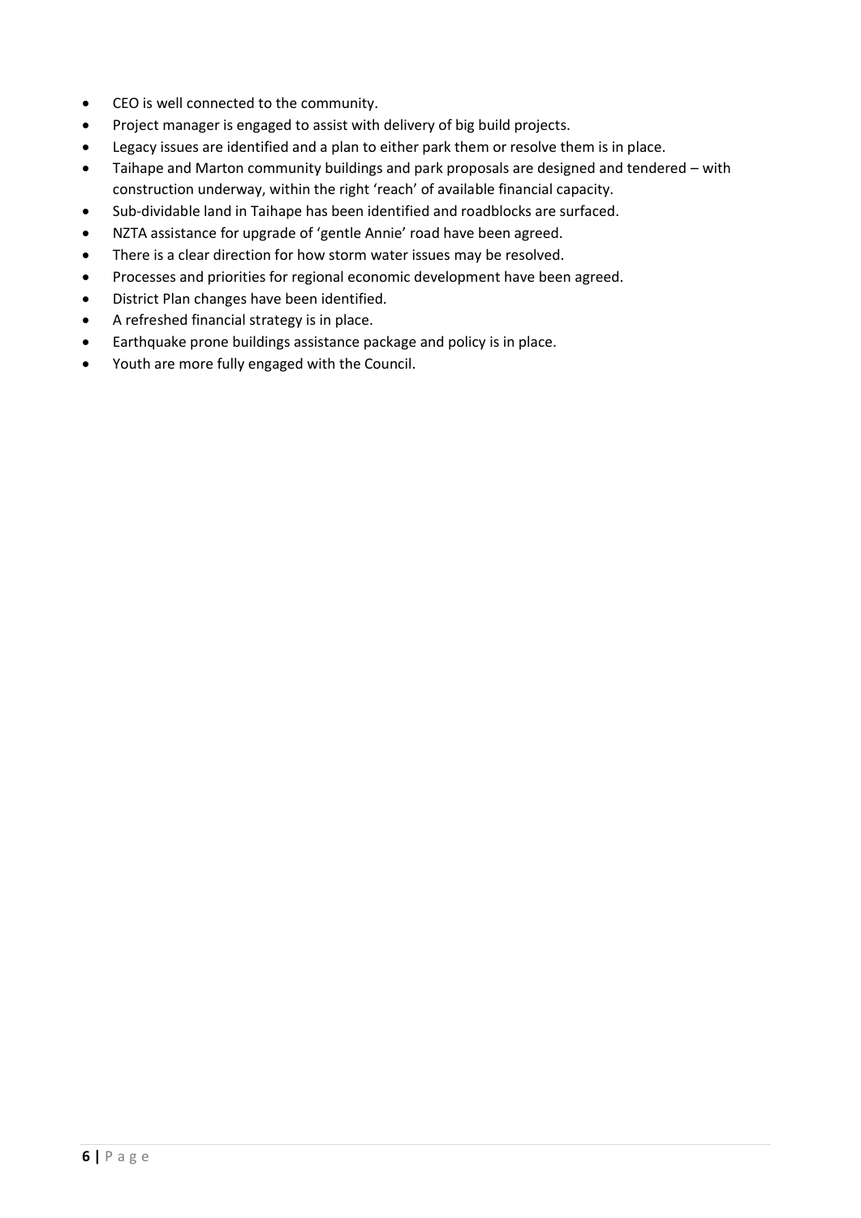- CEO is well connected to the community.
- Project manager is engaged to assist with delivery of big build projects.
- Legacy issues are identified and a plan to either park them or resolve them is in place.
- Taihape and Marton community buildings and park proposals are designed and tendered – with construction underway, within the right 'reach' of available financial capacity.
- Sub-dividable land in Taihape has been identified and roadblocks are surfaced.
- NZTA assistance for upgrade of 'gentle Annie' road have been agreed.
- There is a clear direction for how storm water issues may be resolved.
- Processes and priorities for regional economic development have been agreed.
- District Plan changes have been identified.
- A refreshed financial strategy is in place.
- Earthquake prone buildings assistance package and policy is in place.
- Youth are more fully engaged with the Council.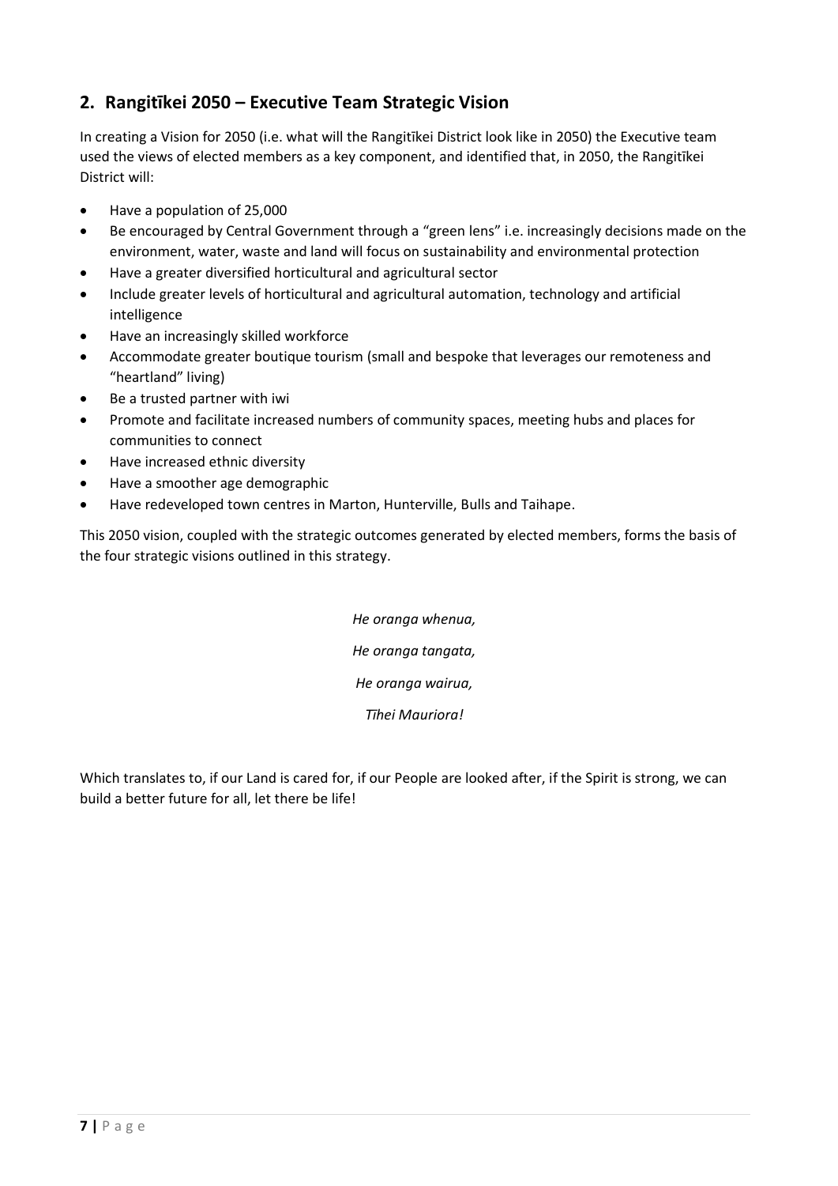## 2. Rangitīkei 2050 – Executive Team Strategic Vision

In creating a Vision for 2050 (i.e. what will the Rangitīkei District look like in 2050) the Executive team used the views of elected members as a key component, and identified that, in 2050, the Rangitīkei District will:

- Have a population of 25,000
- Be encouraged by Central Government through a "green lens" i.e. increasingly decisions made on the environment, water, waste and land will focus on sustainability and environmental protection
- Have a greater diversified horticultural and agricultural sector
- Include greater levels of horticultural and agricultural automation, technology and artificial intelligence
- Have an increasingly skilled workforce
- Accommodate greater boutique tourism (small and bespoke that leverages our remoteness and "heartland" living)
- Be a trusted partner with iwi
- Promote and facilitate increased numbers of community spaces, meeting hubs and places for communities to connect
- Have increased ethnic diversity
- Have a smoother age demographic
- Have redeveloped town centres in Marton, Hunterville, Bulls and Taihape.

This 2050 vision, coupled with the strategic outcomes generated by elected members, forms the basis of the four strategic visions outlined in this strategy.

*He oranga whenua,*

*He oranga tangata,*

*He oranga wairua,*

*Tīhei Mauriora!*

Which translates to, if our Land is cared for, if our People are looked after, if the Spirit is strong, we can build a better future for all, let there be life!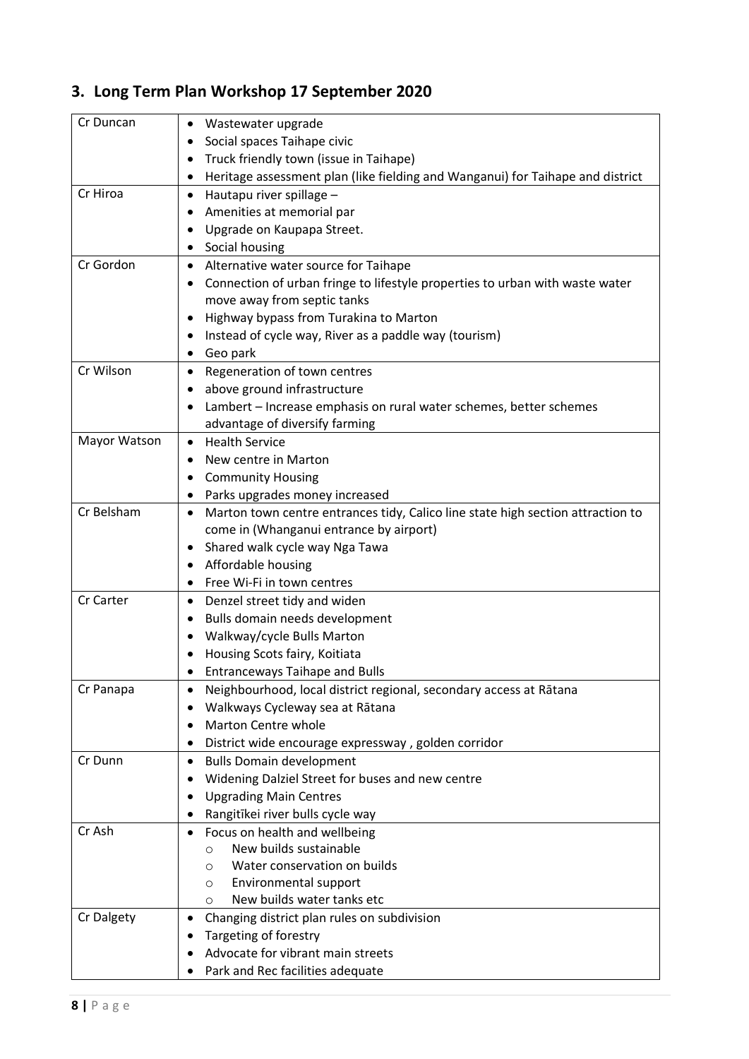## 3. Long Term Plan Workshop 17 September 2020

| | |
|---|---|
| Cr Duncan | • Wastewater upgrade<br>• Social spaces Taihape civic<br>• Truck friendly town (issue in Taihape)<br>• Heritage assessment plan (like fielding and Wanganui) for Taihape and district |
| Cr Hiroa | • Hautapu river spillage –<br>• Amenities at memorial par<br>• Upgrade on Kaupapa Street.<br>• Social housing |
| Cr Gordon | • Alternative water source for Taihape<br>• Connection of urban fringe to lifestyle properties to urban with waste water move away from septic tanks<br>• Highway bypass from Turakina to Marton<br>• Instead of cycle way, River as a paddle way (tourism)<br>• Geo park |
| Cr Wilson | • Regeneration of town centres<br>• above ground infrastructure<br>• Lambert – Increase emphasis on rural water schemes, better schemes advantage of diversify farming |
| Mayor Watson | • Health Service<br>• New centre in Marton<br>• Community Housing<br>• Parks upgrades money increased |
| Cr Belsham | • Marton town centre entrances tidy, Calico line state high section attraction to come in (Whanganui entrance by airport)<br>• Shared walk cycle way Nga Tawa<br>• Affordable housing<br>• Free Wi-Fi in town centres |
| Cr Carter | • Denzel street tidy and widen<br>• Bulls domain needs development<br>• Walkway/cycle Bulls Marton<br>• Housing Scots fairy, Koitiata<br>• Entranceways Taihape and Bulls |
| Cr Panapa | • Neighbourhood, local district regional, secondary access at Rātana<br>• Walkways Cycleway sea at Rātana<br>• Marton Centre whole<br>• District wide encourage expressway , golden corridor |
| Cr Dunn | • Bulls Domain development<br>• Widening Dalziel Street for buses and new centre<br>• Upgrading Main Centres<br>• Rangitīkei river bulls cycle way |
| Cr Ash | • Focus on health and wellbeing<br>  ○ New builds sustainable<br>  ○ Water conservation on builds<br>  ○ Environmental support<br>  ○ New builds water tanks etc |
| Cr Dalgety | • Changing district plan rules on subdivision<br>• Targeting of forestry<br>• Advocate for vibrant main streets<br>• Park and Rec facilities adequate |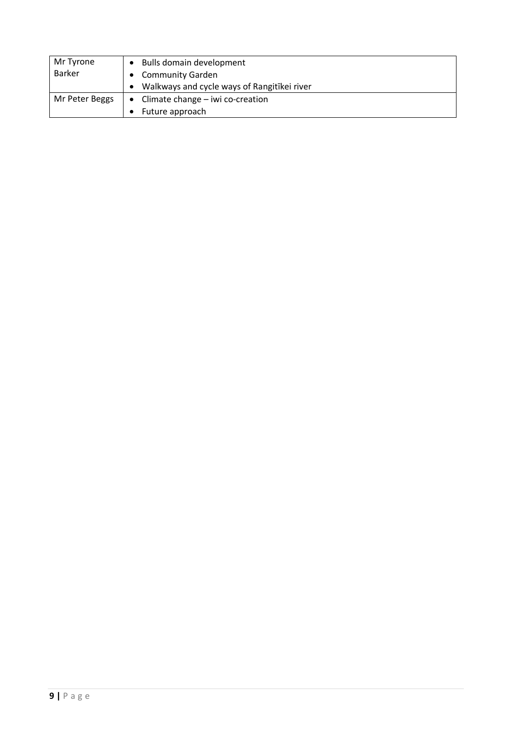| | |
|---|---|
| Mr Tyrone Barker | • Bulls domain development<br>• Community Garden<br>• Walkways and cycle ways of Rangitīkei river |
| Mr Peter Beggs | • Climate change – iwi co-creation<br>• Future approach |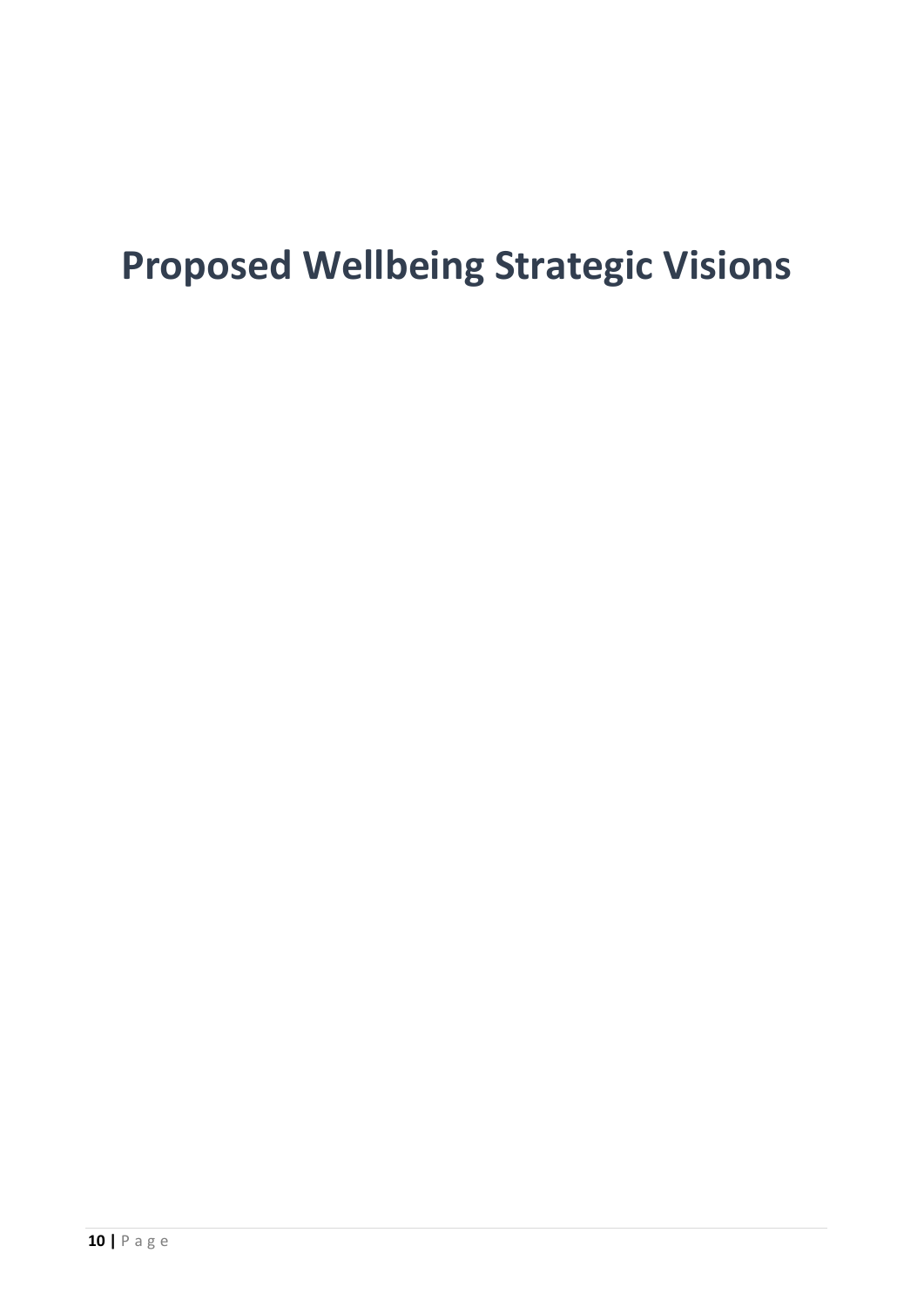# Proposed Wellbeing Strategic Visions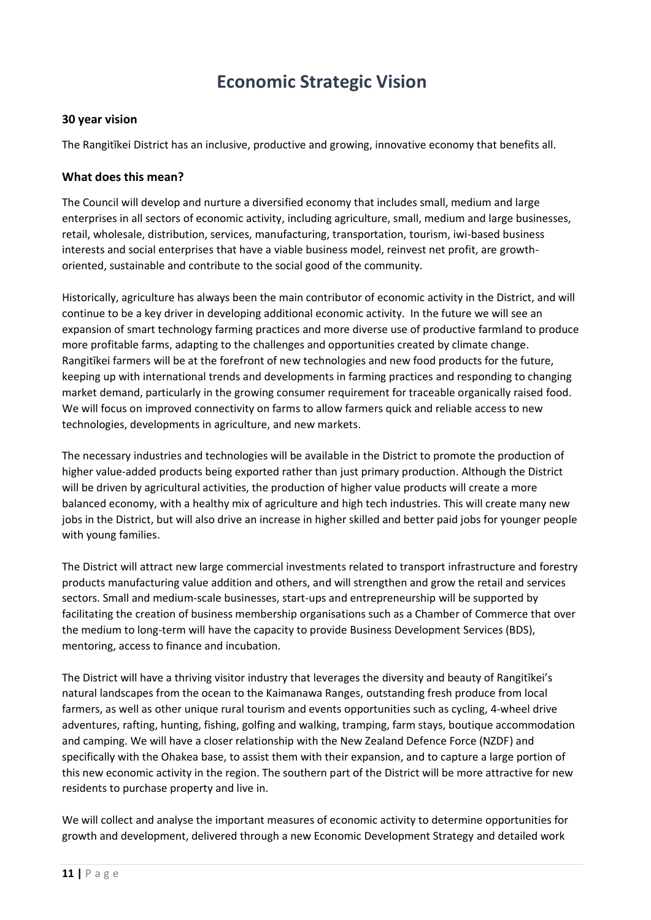# Economic Strategic Vision

### 30 year vision

The Rangitīkei District has an inclusive, productive and growing, innovative economy that benefits all.

## What does this mean?

The Council will develop and nurture a diversified economy that includes small, medium and large enterprises in all sectors of economic activity, including agriculture, small, medium and large businesses, retail, wholesale, distribution, services, manufacturing, transportation, tourism, iwi-based business interests and social enterprises that have a viable business model, reinvest net profit, are growth-oriented, sustainable and contribute to the social good of the community.

Historically, agriculture has always been the main contributor of economic activity in the District, and will continue to be a key driver in developing additional economic activity. In the future we will see an expansion of smart technology farming practices and more diverse use of productive farmland to produce more profitable farms, adapting to the challenges and opportunities created by climate change. Rangitīkei farmers will be at the forefront of new technologies and new food products for the future, keeping up with international trends and developments in farming practices and responding to changing market demand, particularly in the growing consumer requirement for traceable organically raised food. We will focus on improved connectivity on farms to allow farmers quick and reliable access to new technologies, developments in agriculture, and new markets.

The necessary industries and technologies will be available in the District to promote the production of higher value-added products being exported rather than just primary production. Although the District will be driven by agricultural activities, the production of higher value products will create a more balanced economy, with a healthy mix of agriculture and high tech industries. This will create many new jobs in the District, but will also drive an increase in higher skilled and better paid jobs for younger people with young families.

The District will attract new large commercial investments related to transport infrastructure and forestry products manufacturing value addition and others, and will strengthen and grow the retail and services sectors. Small and medium-scale businesses, start-ups and entrepreneurship will be supported by facilitating the creation of business membership organisations such as a Chamber of Commerce that over the medium to long-term will have the capacity to provide Business Development Services (BDS), mentoring, access to finance and incubation.

The District will have a thriving visitor industry that leverages the diversity and beauty of Rangitīkei's natural landscapes from the ocean to the Kaimanawa Ranges, outstanding fresh produce from local farmers, as well as other unique rural tourism and events opportunities such as cycling, 4-wheel drive adventures, rafting, hunting, fishing, golfing and walking, tramping, farm stays, boutique accommodation and camping. We will have a closer relationship with the New Zealand Defence Force (NZDF) and specifically with the Ohakea base, to assist them with their expansion, and to capture a large portion of this new economic activity in the region. The southern part of the District will be more attractive for new residents to purchase property and live in.

We will collect and analyse the important measures of economic activity to determine opportunities for growth and development, delivered through a new Economic Development Strategy and detailed work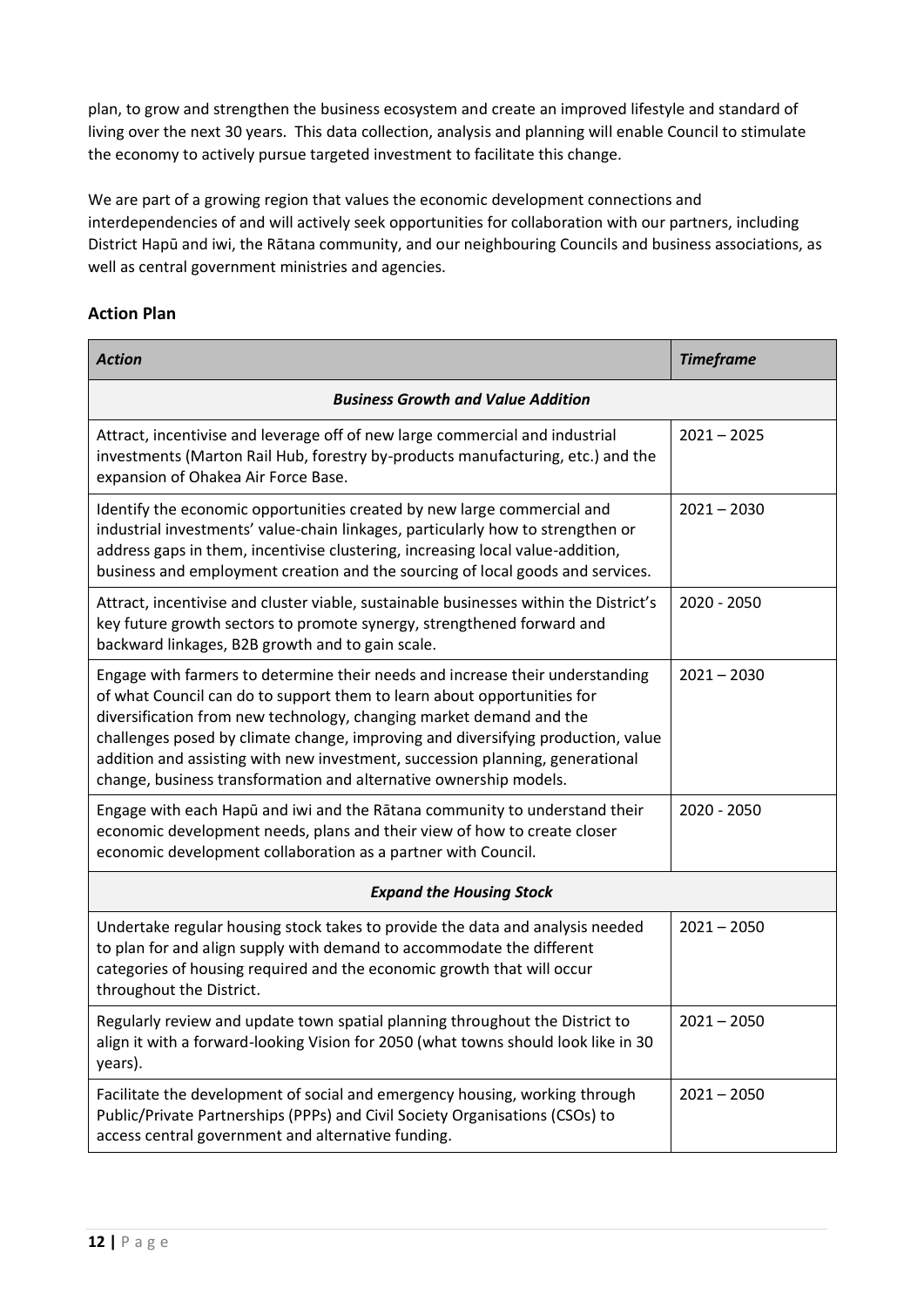plan, to grow and strengthen the business ecosystem and create an improved lifestyle and standard of living over the next 30 years. This data collection, analysis and planning will enable Council to stimulate the economy to actively pursue targeted investment to facilitate this change.

We are part of a growing region that values the economic development connections and interdependencies of and will actively seek opportunities for collaboration with our partners, including District Hapū and iwi, the Rātana community, and our neighbouring Councils and business associations, as well as central government ministries and agencies.

## Action Plan

| *Action* | *Timeframe* |
|---|---|
| ***Business Growth and Value Addition*** | |
| Attract, incentivise and leverage off of new large commercial and industrial investments (Marton Rail Hub, forestry by-products manufacturing, etc.) and the expansion of Ohakea Air Force Base. | 2021 – 2025 |
| Identify the economic opportunities created by new large commercial and industrial investments' value-chain linkages, particularly how to strengthen or address gaps in them, incentivise clustering, increasing local value-addition, business and employment creation and the sourcing of local goods and services. | 2021 – 2030 |
| Attract, incentivise and cluster viable, sustainable businesses within the District's key future growth sectors to promote synergy, strengthened forward and backward linkages, B2B growth and to gain scale. | 2020 - 2050 |
| Engage with farmers to determine their needs and increase their understanding of what Council can do to support them to learn about opportunities for diversification from new technology, changing market demand and the challenges posed by climate change, improving and diversifying production, value addition and assisting with new investment, succession planning, generational change, business transformation and alternative ownership models. | 2021 – 2030 |
| Engage with each Hapū and iwi and the Rātana community to understand their economic development needs, plans and their view of how to create closer economic development collaboration as a partner with Council. | 2020 - 2050 |
| ***Expand the Housing Stock*** | |
| Undertake regular housing stock takes to provide the data and analysis needed to plan for and align supply with demand to accommodate the different categories of housing required and the economic growth that will occur throughout the District. | 2021 – 2050 |
| Regularly review and update town spatial planning throughout the District to align it with a forward-looking Vision for 2050 (what towns should look like in 30 years). | 2021 – 2050 |
| Facilitate the development of social and emergency housing, working through Public/Private Partnerships (PPPs) and Civil Society Organisations (CSOs) to access central government and alternative funding. | 2021 – 2050 |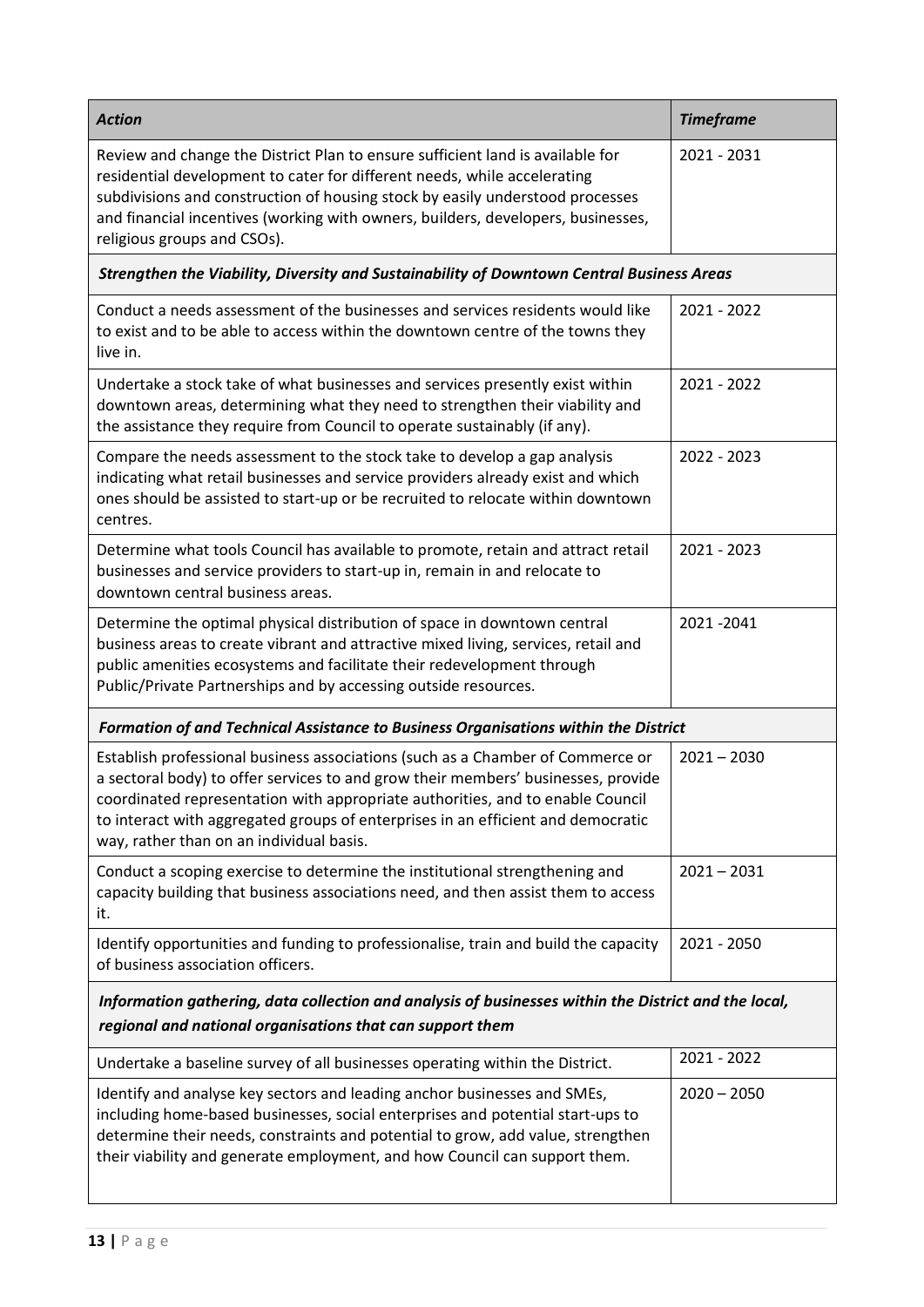| *Action* | *Timeframe* |
|---|---|
| Review and change the District Plan to ensure sufficient land is available for residential development to cater for different needs, while accelerating subdivisions and construction of housing stock by easily understood processes and financial incentives (working with owners, builders, developers, businesses, religious groups and CSOs). | 2021 - 2031 |
| ***Strengthen the Viability, Diversity and Sustainability of Downtown Central Business Areas*** | |
| Conduct a needs assessment of the businesses and services residents would like to exist and to be able to access within the downtown centre of the towns they live in. | 2021 - 2022 |
| Undertake a stock take of what businesses and services presently exist within downtown areas, determining what they need to strengthen their viability and the assistance they require from Council to operate sustainably (if any). | 2021 - 2022 |
| Compare the needs assessment to the stock take to develop a gap analysis indicating what retail businesses and service providers already exist and which ones should be assisted to start-up or be recruited to relocate within downtown centres. | 2022 - 2023 |
| Determine what tools Council has available to promote, retain and attract retail businesses and service providers to start-up in, remain in and relocate to downtown central business areas. | 2021 - 2023 |
| Determine the optimal physical distribution of space in downtown central business areas to create vibrant and attractive mixed living, services, retail and public amenities ecosystems and facilitate their redevelopment through Public/Private Partnerships and by accessing outside resources. | 2021 -2041 |
| ***Formation of and Technical Assistance to Business Organisations within the District*** | |
| Establish professional business associations (such as a Chamber of Commerce or a sectoral body) to offer services to and grow their members' businesses, provide coordinated representation with appropriate authorities, and to enable Council to interact with aggregated groups of enterprises in an efficient and democratic way, rather than on an individual basis. | 2021 – 2030 |
| Conduct a scoping exercise to determine the institutional strengthening and capacity building that business associations need, and then assist them to access it. | 2021 – 2031 |
| Identify opportunities and funding to professionalise, train and build the capacity of business association officers. | 2021 - 2050 |
| ***Information gathering, data collection and analysis of businesses within the District and the local, regional and national organisations that can support them*** | |
| Undertake a baseline survey of all businesses operating within the District. | 2021 - 2022 |
| Identify and analyse key sectors and leading anchor businesses and SMEs, including home-based businesses, social enterprises and potential start-ups to determine their needs, constraints and potential to grow, add value, strengthen their viability and generate employment, and how Council can support them. | 2020 – 2050 |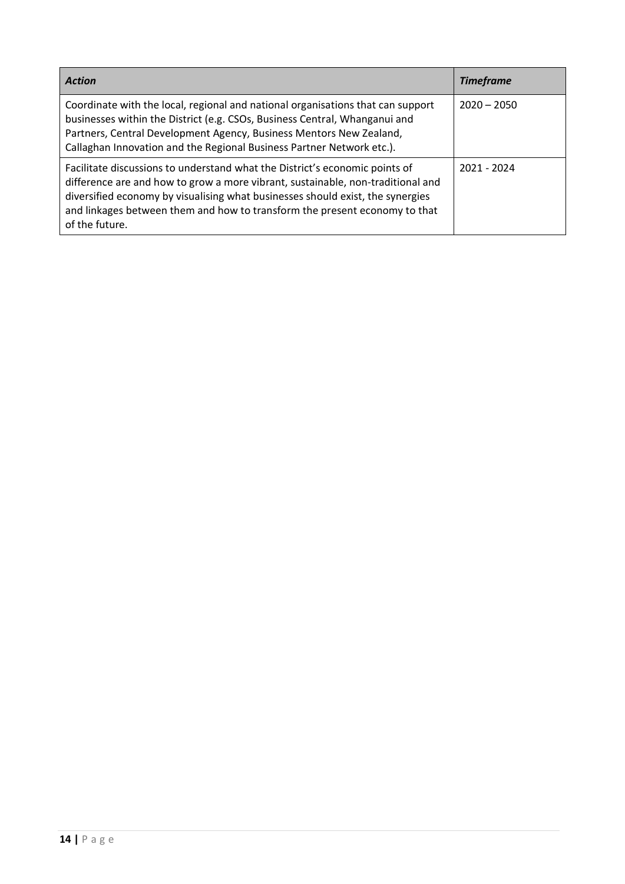| ***Action*** | ***Timeframe*** |
|---|---|
| Coordinate with the local, regional and national organisations that can support businesses within the District (e.g. CSOs, Business Central, Whanganui and Partners, Central Development Agency, Business Mentors New Zealand, Callaghan Innovation and the Regional Business Partner Network etc.). | 2020 – 2050 |
| Facilitate discussions to understand what the District's economic points of difference are and how to grow a more vibrant, sustainable, non-traditional and diversified economy by visualising what businesses should exist, the synergies and linkages between them and how to transform the present economy to that of the future. | 2021 - 2024 |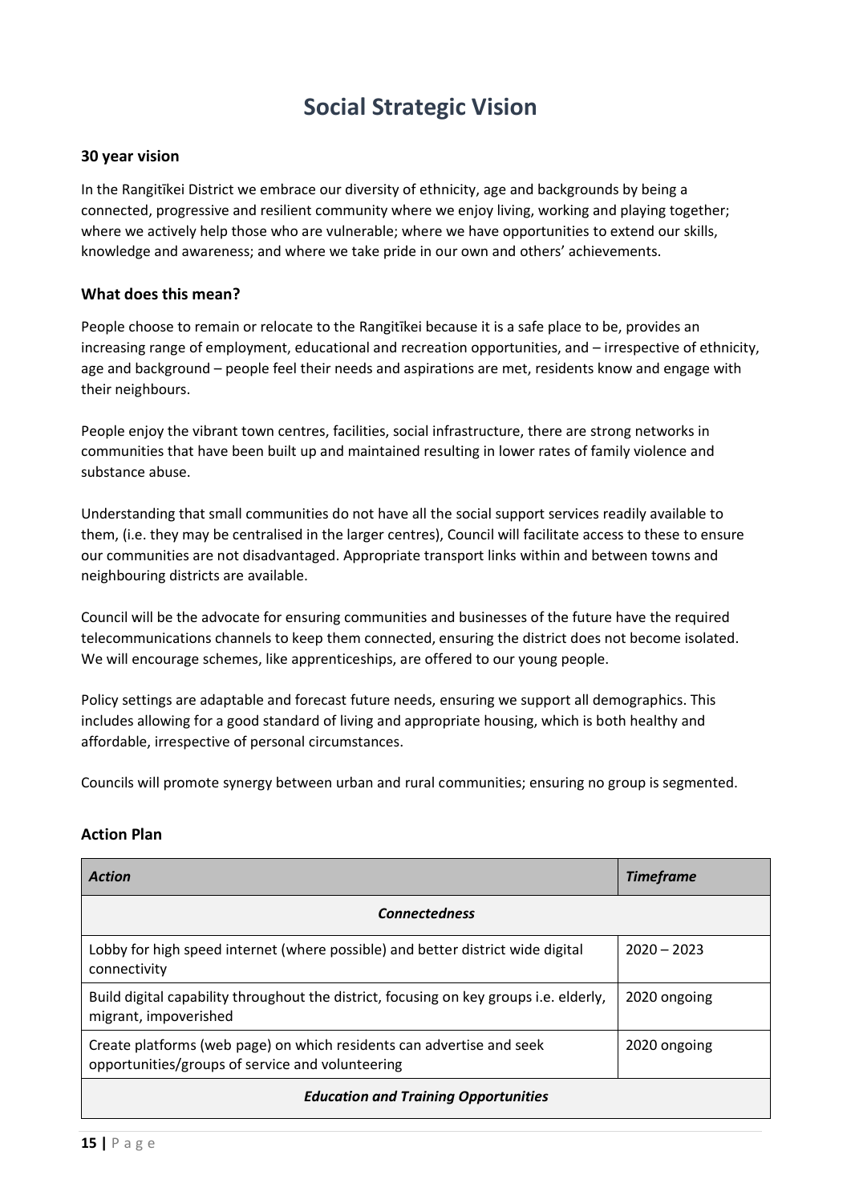# Social Strategic Vision

### 30 year vision

In the Rangitīkei District we embrace our diversity of ethnicity, age and backgrounds by being a connected, progressive and resilient community where we enjoy living, working and playing together; where we actively help those who are vulnerable; where we have opportunities to extend our skills, knowledge and awareness; and where we take pride in our own and others' achievements.

### What does this mean?

People choose to remain or relocate to the Rangitīkei because it is a safe place to be, provides an increasing range of employment, educational and recreation opportunities, and – irrespective of ethnicity, age and background – people feel their needs and aspirations are met, residents know and engage with their neighbours.

People enjoy the vibrant town centres, facilities, social infrastructure, there are strong networks in communities that have been built up and maintained resulting in lower rates of family violence and substance abuse.

Understanding that small communities do not have all the social support services readily available to them, (i.e. they may be centralised in the larger centres), Council will facilitate access to these to ensure our communities are not disadvantaged. Appropriate transport links within and between towns and neighbouring districts are available.

Council will be the advocate for ensuring communities and businesses of the future have the required telecommunications channels to keep them connected, ensuring the district does not become isolated. We will encourage schemes, like apprenticeships, are offered to our young people.

Policy settings are adaptable and forecast future needs, ensuring we support all demographics. This includes allowing for a good standard of living and appropriate housing, which is both healthy and affordable, irrespective of personal circumstances.

Councils will promote synergy between urban and rural communities; ensuring no group is segmented.

### Action Plan

| *Action* | *Timeframe* |
|---|---|
| ***Connectedness*** | |
| Lobby for high speed internet (where possible) and better district wide digital connectivity | 2020 – 2023 |
| Build digital capability throughout the district, focusing on key groups i.e. elderly, migrant, impoverished | 2020 ongoing |
| Create platforms (web page) on which residents can advertise and seek opportunities/groups of service and volunteering | 2020 ongoing |
| ***Education and Training Opportunities*** | |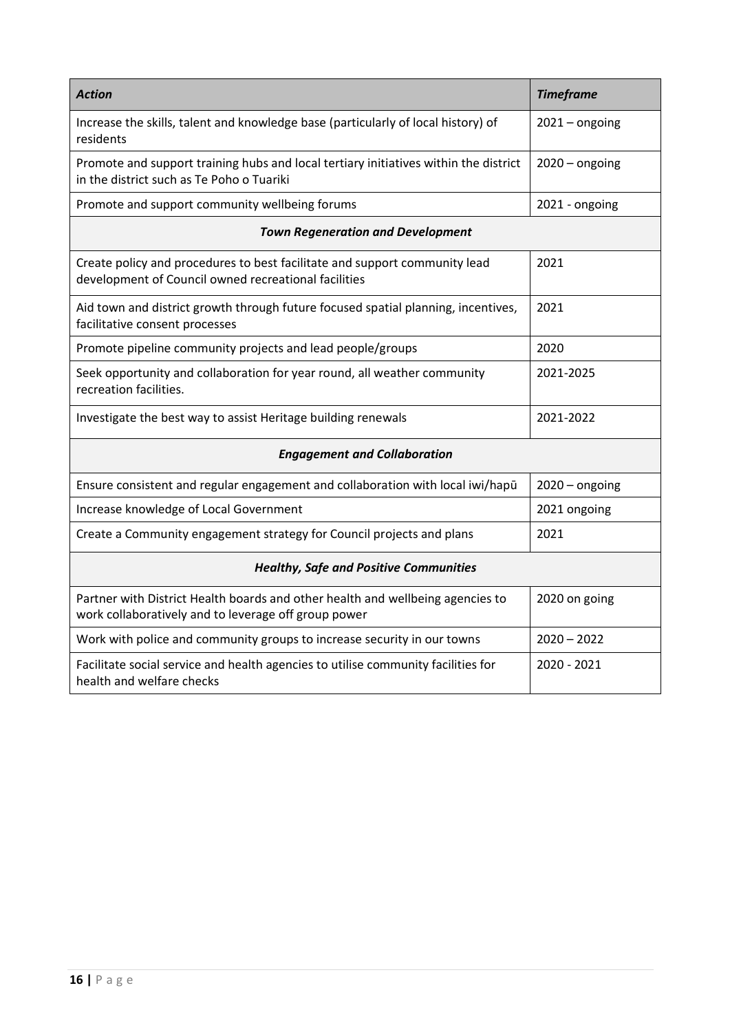| *Action* | *Timeframe* |
|---|---|
| Increase the skills, talent and knowledge base (particularly of local history) of residents | 2021 – ongoing |
| Promote and support training hubs and local tertiary initiatives within the district in the district such as Te Poho o Tuariki | 2020 – ongoing |
| Promote and support community wellbeing forums | 2021 - ongoing |
| ***Town Regeneration and Development*** | |
| Create policy and procedures to best facilitate and support community lead development of Council owned recreational facilities | 2021 |
| Aid town and district growth through future focused spatial planning, incentives, facilitative consent processes | 2021 |
| Promote pipeline community projects and lead people/groups | 2020 |
| Seek opportunity and collaboration for year round, all weather community recreation facilities. | 2021-2025 |
| Investigate the best way to assist Heritage building renewals | 2021-2022 |
| ***Engagement and Collaboration*** | |
| Ensure consistent and regular engagement and collaboration with local iwi/hapū | 2020 – ongoing |
| Increase knowledge of Local Government | 2021 ongoing |
| Create a Community engagement strategy for Council projects and plans | 2021 |
| ***Healthy, Safe and Positive Communities*** | |
| Partner with District Health boards and other health and wellbeing agencies to work collaboratively and to leverage off group power | 2020 on going |
| Work with police and community groups to increase security in our towns | 2020 – 2022 |
| Facilitate social service and health agencies to utilise community facilities for health and welfare checks | 2020 - 2021 |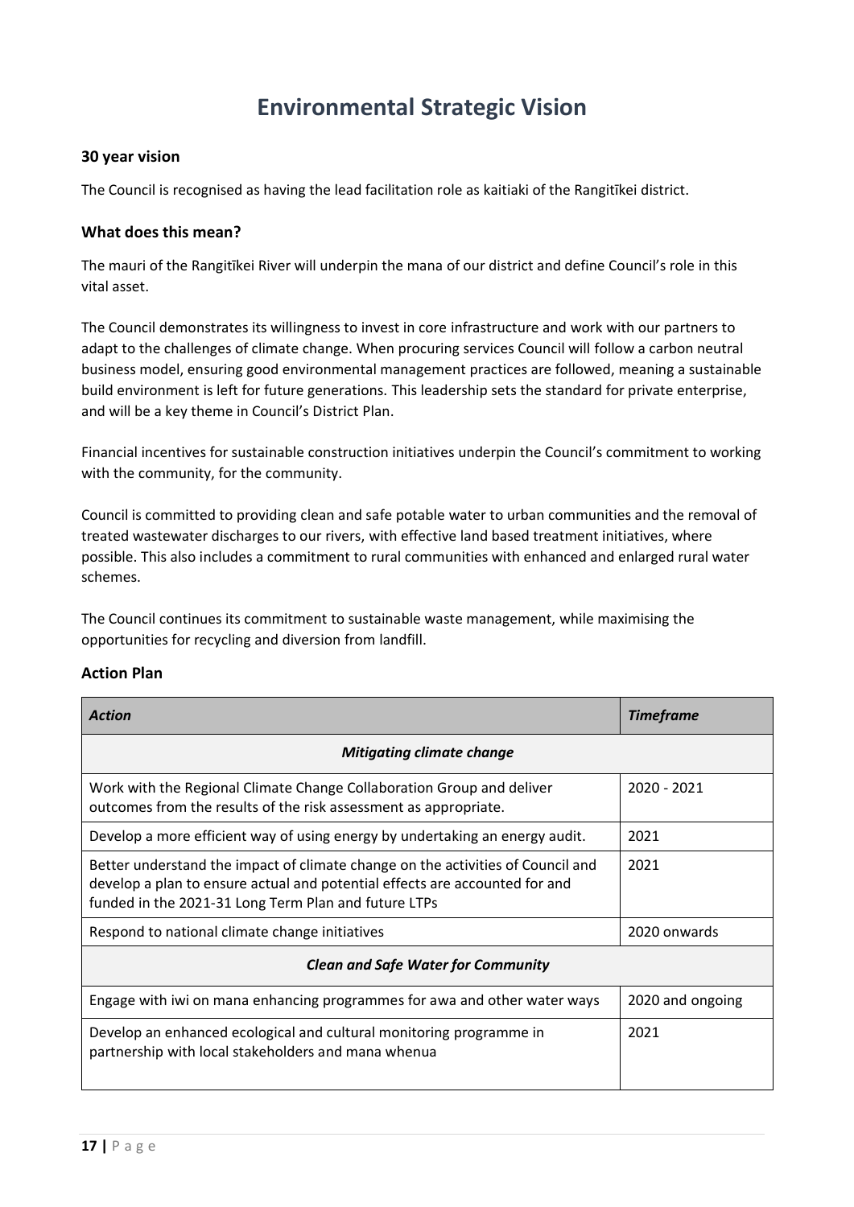# Environmental Strategic Vision

### 30 year vision

The Council is recognised as having the lead facilitation role as kaitiaki of the Rangitīkei district.

### What does this mean?

The mauri of the Rangitīkei River will underpin the mana of our district and define Council's role in this vital asset.

The Council demonstrates its willingness to invest in core infrastructure and work with our partners to adapt to the challenges of climate change. When procuring services Council will follow a carbon neutral business model, ensuring good environmental management practices are followed, meaning a sustainable build environment is left for future generations. This leadership sets the standard for private enterprise, and will be a key theme in Council's District Plan.

Financial incentives for sustainable construction initiatives underpin the Council's commitment to working with the community, for the community.

Council is committed to providing clean and safe potable water to urban communities and the removal of treated wastewater discharges to our rivers, with effective land based treatment initiatives, where possible. This also includes a commitment to rural communities with enhanced and enlarged rural water schemes.

The Council continues its commitment to sustainable waste management, while maximising the opportunities for recycling and diversion from landfill.

### Action Plan

| *Action* | *Timeframe* |
|---|---|
| ***Mitigating climate change*** | |
| Work with the Regional Climate Change Collaboration Group and deliver outcomes from the results of the risk assessment as appropriate. | 2020 - 2021 |
| Develop a more efficient way of using energy by undertaking an energy audit. | 2021 |
| Better understand the impact of climate change on the activities of Council and develop a plan to ensure actual and potential effects are accounted for and funded in the 2021-31 Long Term Plan and future LTPs | 2021 |
| Respond to national climate change initiatives | 2020 onwards |
| ***Clean and Safe Water for Community*** | |
| Engage with iwi on mana enhancing programmes for awa and other water ways | 2020 and ongoing |
| Develop an enhanced ecological and cultural monitoring programme in partnership with local stakeholders and mana whenua | 2021 |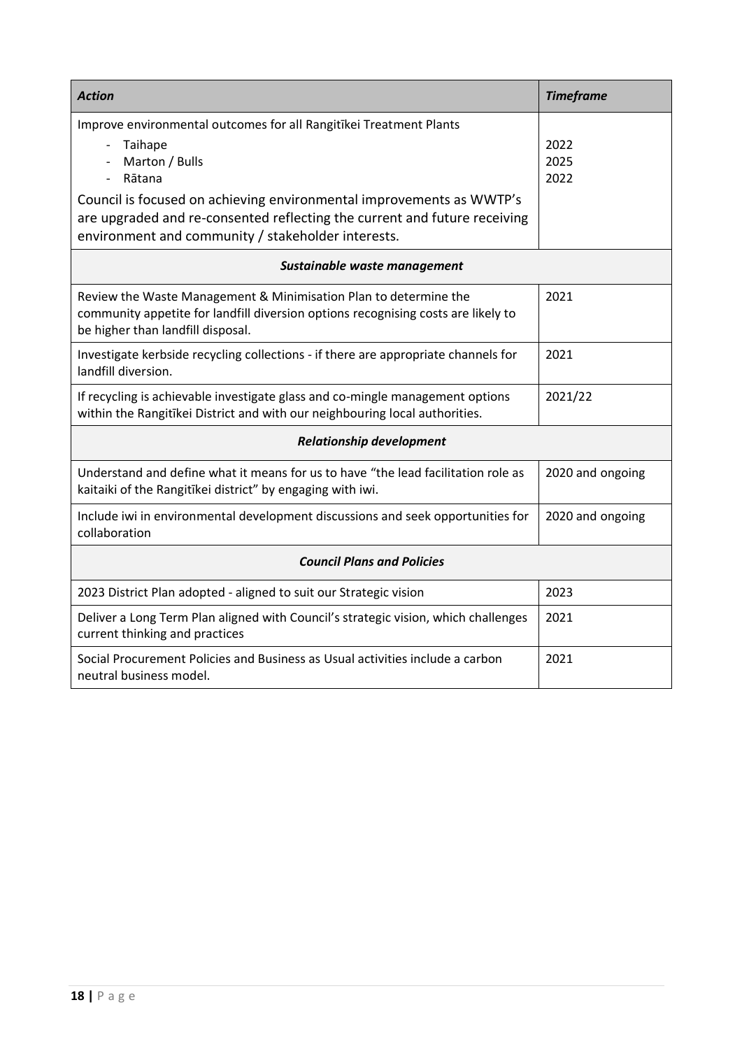| *Action* | *Timeframe* |
| --- | --- |
| Improve environmental outcomes for all Rangitīkei Treatment Plants<br>- Taihape<br>- Marton / Bulls<br>- Rātana<br><br>Council is focused on achieving environmental improvements as WWTP's are upgraded and re-consented reflecting the current and future receiving environment and community / stakeholder interests. | <br>2022<br>2025<br>2022 |
| ***Sustainable waste management*** | |
| Review the Waste Management & Minimisation Plan to determine the community appetite for landfill diversion options recognising costs are likely to be higher than landfill disposal. | 2021 |
| Investigate kerbside recycling collections - if there are appropriate channels for landfill diversion. | 2021 |
| If recycling is achievable investigate glass and co-mingle management options within the Rangitīkei District and with our neighbouring local authorities. | 2021/22 |
| ***Relationship development*** | |
| Understand and define what it means for us to have "the lead facilitation role as kaitaiki of the Rangitīkei district" by engaging with iwi. | 2020 and ongoing |
| Include iwi in environmental development discussions and seek opportunities for collaboration | 2020 and ongoing |
| ***Council Plans and Policies*** | |
| 2023 District Plan adopted - aligned to suit our Strategic vision | 2023 |
| Deliver a Long Term Plan aligned with Council's strategic vision, which challenges current thinking and practices | 2021 |
| Social Procurement Policies and Business as Usual activities include a carbon neutral business model. | 2021 |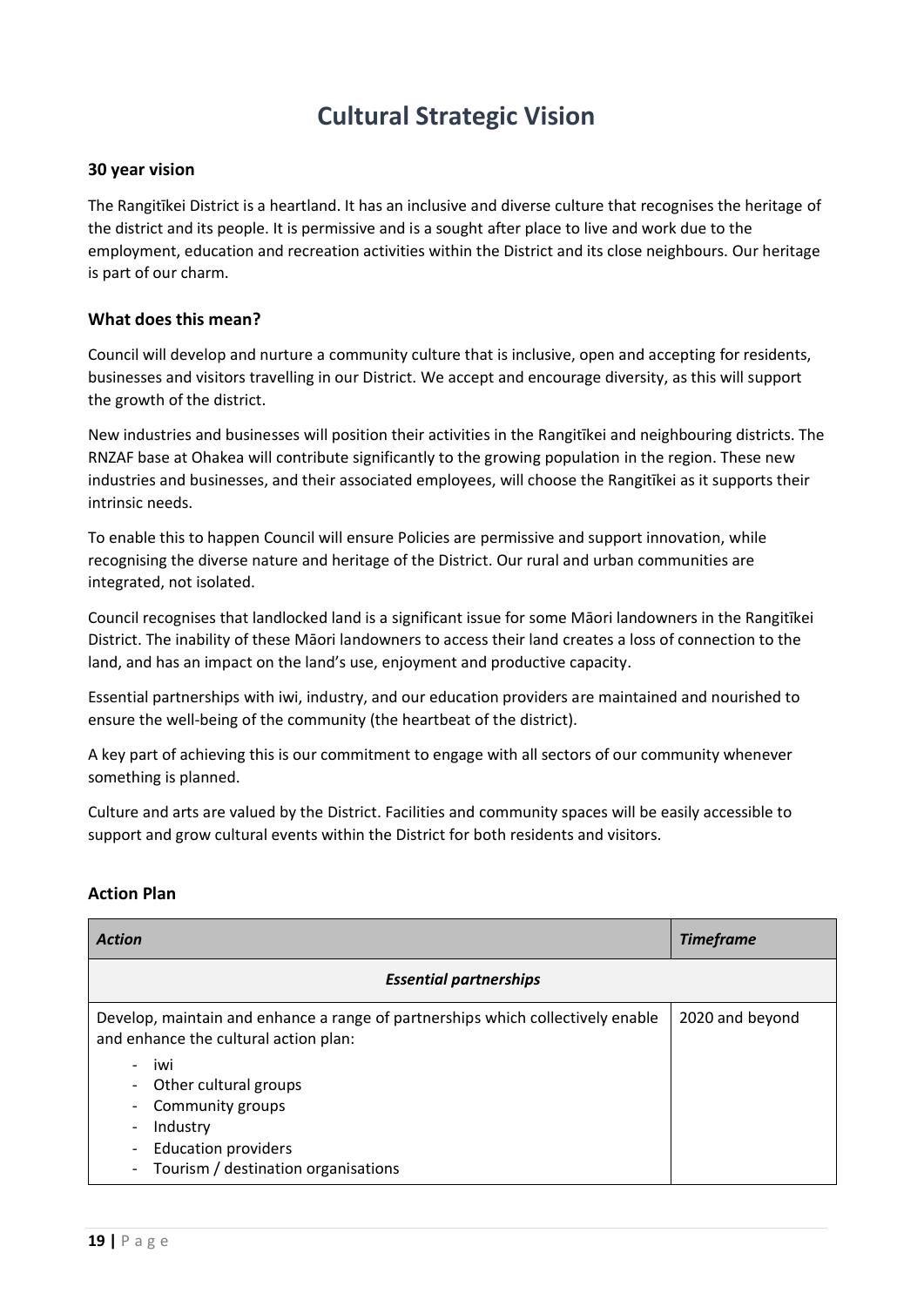# Cultural Strategic Vision

### 30 year vision

The Rangitīkei District is a heartland. It has an inclusive and diverse culture that recognises the heritage of the district and its people. It is permissive and is a sought after place to live and work due to the employment, education and recreation activities within the District and its close neighbours. Our heritage is part of our charm.

### What does this mean?

Council will develop and nurture a community culture that is inclusive, open and accepting for residents, businesses and visitors travelling in our District. We accept and encourage diversity, as this will support the growth of the district.

New industries and businesses will position their activities in the Rangitīkei and neighbouring districts. The RNZAF base at Ohakea will contribute significantly to the growing population in the region. These new industries and businesses, and their associated employees, will choose the Rangitīkei as it supports their intrinsic needs.

To enable this to happen Council will ensure Policies are permissive and support innovation, while recognising the diverse nature and heritage of the District. Our rural and urban communities are integrated, not isolated.

Council recognises that landlocked land is a significant issue for some Māori landowners in the Rangitīkei District. The inability of these Māori landowners to access their land creates a loss of connection to the land, and has an impact on the land's use, enjoyment and productive capacity.

Essential partnerships with iwi, industry, and our education providers are maintained and nourished to ensure the well-being of the community (the heartbeat of the district).

A key part of achieving this is our commitment to engage with all sectors of our community whenever something is planned.

Culture and arts are valued by the District. Facilities and community spaces will be easily accessible to support and grow cultural events within the District for both residents and visitors.

### Action Plan

| *Action* | *Timeframe* |
|---|---|
| ***Essential partnerships*** | |
| Develop, maintain and enhance a range of partnerships which collectively enable and enhance the cultural action plan:<br>- iwi<br>- Other cultural groups<br>- Community groups<br>- Industry<br>- Education providers<br>- Tourism / destination organisations | 2020 and beyond |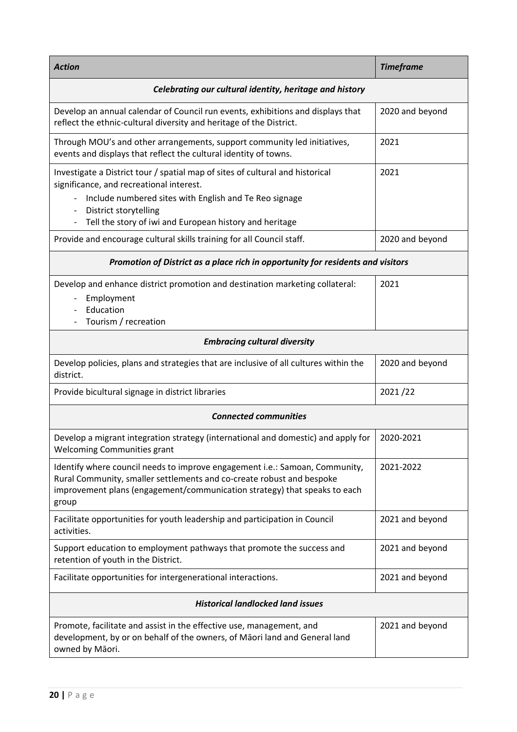| *Action* | *Timeframe* |
|---|---|
| ***Celebrating our cultural identity, heritage and history*** | |
| Develop an annual calendar of Council run events, exhibitions and displays that reflect the ethnic-cultural diversity and heritage of the District. | 2020 and beyond |
| Through MOU's and other arrangements, support community led initiatives, events and displays that reflect the cultural identity of towns. | 2021 |
| Investigate a District tour / spatial map of sites of cultural and historical significance, and recreational interest.<br>- Include numbered sites with English and Te Reo signage<br>- District storytelling<br>- Tell the story of iwi and European history and heritage | 2021 |
| Provide and encourage cultural skills training for all Council staff. | 2020 and beyond |
| ***Promotion of District as a place rich in opportunity for residents and visitors*** | |
| Develop and enhance district promotion and destination marketing collateral:<br>- Employment<br>- Education<br>- Tourism / recreation | 2021 |
| ***Embracing cultural diversity*** | |
| Develop policies, plans and strategies that are inclusive of all cultures within the district. | 2020 and beyond |
| Provide bicultural signage in district libraries | 2021 /22 |
| ***Connected communities*** | |
| Develop a migrant integration strategy (international and domestic) and apply for Welcoming Communities grant | 2020-2021 |
| Identify where council needs to improve engagement i.e.: Samoan, Community, Rural Community, smaller settlements and co-create robust and bespoke improvement plans (engagement/communication strategy) that speaks to each group | 2021-2022 |
| Facilitate opportunities for youth leadership and participation in Council activities. | 2021 and beyond |
| Support education to employment pathways that promote the success and retention of youth in the District. | 2021 and beyond |
| Facilitate opportunities for intergenerational interactions. | 2021 and beyond |
| ***Historical landlocked land issues*** | |
| Promote, facilitate and assist in the effective use, management, and development, by or on behalf of the owners, of Māori land and General land owned by Māori. | 2021 and beyond |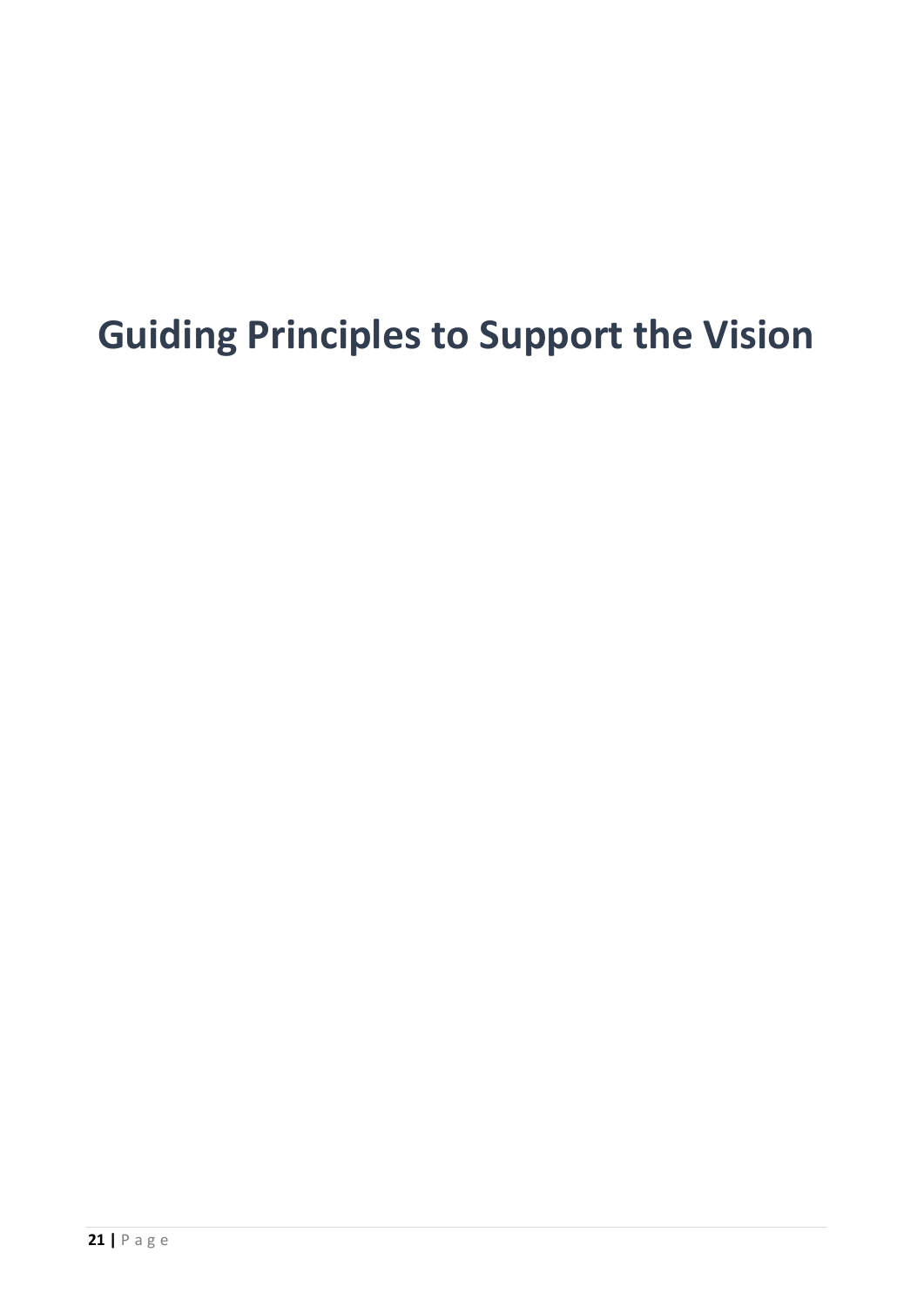# Guiding Principles to Support the Vision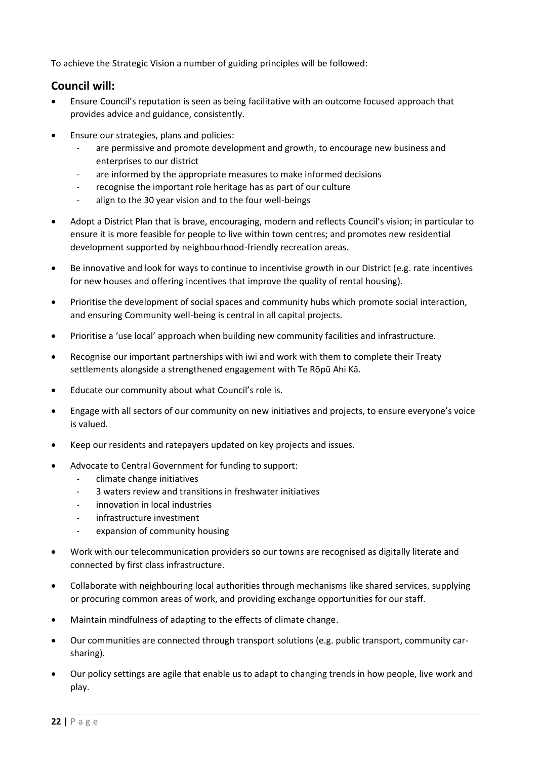To achieve the Strategic Vision a number of guiding principles will be followed:

## Council will:

- Ensure Council's reputation is seen as being facilitative with an outcome focused approach that provides advice and guidance, consistently.
- Ensure our strategies, plans and policies:
  - are permissive and promote development and growth, to encourage new business and enterprises to our district
  - are informed by the appropriate measures to make informed decisions
  - recognise the important role heritage has as part of our culture
  - align to the 30 year vision and to the four well-beings
- Adopt a District Plan that is brave, encouraging, modern and reflects Council's vision; in particular to ensure it is more feasible for people to live within town centres; and promotes new residential development supported by neighbourhood-friendly recreation areas.
- Be innovative and look for ways to continue to incentivise growth in our District (e.g. rate incentives for new houses and offering incentives that improve the quality of rental housing).
- Prioritise the development of social spaces and community hubs which promote social interaction, and ensuring Community well-being is central in all capital projects.
- Prioritise a 'use local' approach when building new community facilities and infrastructure.
- Recognise our important partnerships with iwi and work with them to complete their Treaty settlements alongside a strengthened engagement with Te Rōpū Ahi Kā.
- Educate our community about what Council's role is.
- Engage with all sectors of our community on new initiatives and projects, to ensure everyone's voice is valued.
- Keep our residents and ratepayers updated on key projects and issues.
- Advocate to Central Government for funding to support:
  - climate change initiatives
  - 3 waters review and transitions in freshwater initiatives
  - innovation in local industries
  - infrastructure investment
  - expansion of community housing
- Work with our telecommunication providers so our towns are recognised as digitally literate and connected by first class infrastructure.
- Collaborate with neighbouring local authorities through mechanisms like shared services, supplying or procuring common areas of work, and providing exchange opportunities for our staff.
- Maintain mindfulness of adapting to the effects of climate change.
- Our communities are connected through transport solutions (e.g. public transport, community car-sharing).
- Our policy settings are agile that enable us to adapt to changing trends in how people, live work and play.